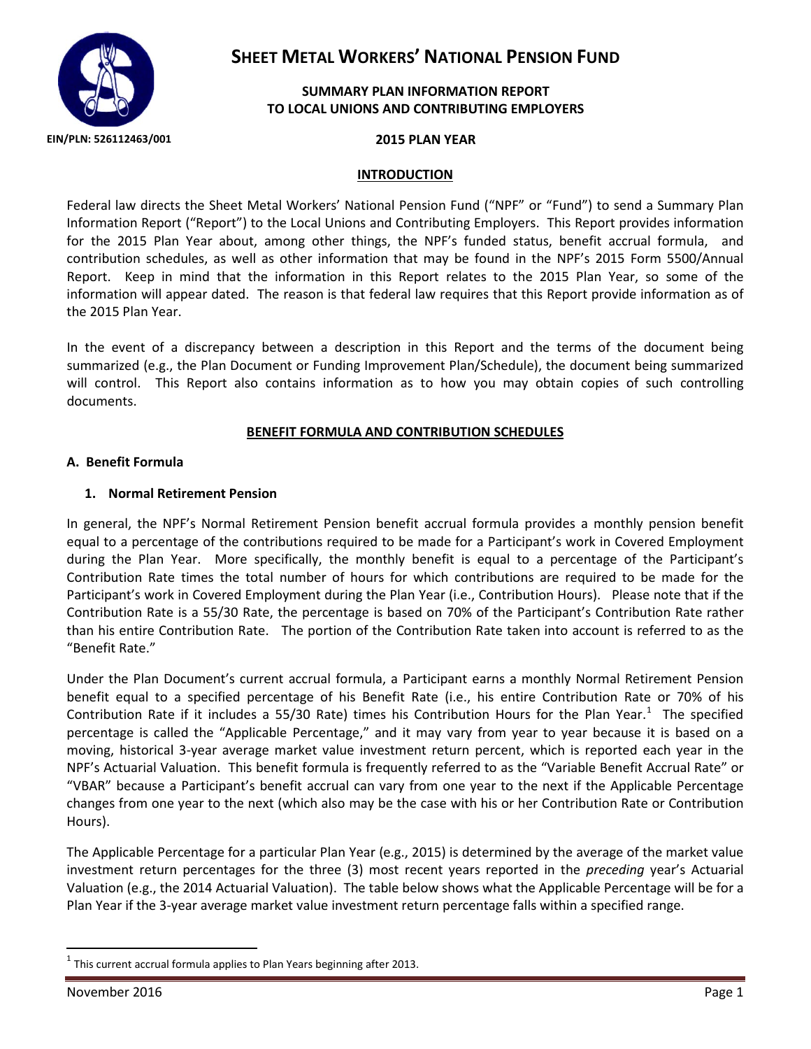# SHEET METAL WORKERS' NATIONAL PENSION FUND

**EIN/PLN: 526112463/001**

**SUMMARY PLAN INFORMATION REPORT**
**TO LOCAL UNIONS AND CONTRIBUTING EMPLOYERS**

**2015 PLAN YEAR**

## INTRODUCTION

Federal law directs the Sheet Metal Workers' National Pension Fund ("NPF" or "Fund") to send a Summary Plan Information Report ("Report") to the Local Unions and Contributing Employers. This Report provides information for the 2015 Plan Year about, among other things, the NPF's funded status, benefit accrual formula, and contribution schedules, as well as other information that may be found in the NPF's 2015 Form 5500/Annual Report. Keep in mind that the information in this Report relates to the 2015 Plan Year, so some of the information will appear dated. The reason is that federal law requires that this Report provide information as of the 2015 Plan Year.

In the event of a discrepancy between a description in this Report and the terms of the document being summarized (e.g., the Plan Document or Funding Improvement Plan/Schedule), the document being summarized will control. This Report also contains information as to how you may obtain copies of such controlling documents.

## BENEFIT FORMULA AND CONTRIBUTION SCHEDULES

### A. Benefit Formula

#### 1. Normal Retirement Pension

In general, the NPF's Normal Retirement Pension benefit accrual formula provides a monthly pension benefit equal to a percentage of the contributions required to be made for a Participant's work in Covered Employment during the Plan Year. More specifically, the monthly benefit is equal to a percentage of the Participant's Contribution Rate times the total number of hours for which contributions are required to be made for the Participant's work in Covered Employment during the Plan Year (i.e., Contribution Hours). Please note that if the Contribution Rate is a 55/30 Rate, the percentage is based on 70% of the Participant's Contribution Rate rather than his entire Contribution Rate. The portion of the Contribution Rate taken into account is referred to as the "Benefit Rate."

Under the Plan Document's current accrual formula, a Participant earns a monthly Normal Retirement Pension benefit equal to a specified percentage of his Benefit Rate (i.e., his entire Contribution Rate or 70% of his Contribution Rate if it includes a 55/30 Rate) times his Contribution Hours for the Plan Year.[1] The specified percentage is called the "Applicable Percentage," and it may vary from year to year because it is based on a moving, historical 3-year average market value investment return percent, which is reported each year in the NPF's Actuarial Valuation. This benefit formula is frequently referred to as the "Variable Benefit Accrual Rate" or "VBAR" because a Participant's benefit accrual can vary from one year to the next if the Applicable Percentage changes from one year to the next (which also may be the case with his or her Contribution Rate or Contribution Hours).

The Applicable Percentage for a particular Plan Year (e.g., 2015) is determined by the average of the market value investment return percentages for the three (3) most recent years reported in the *preceding* year's Actuarial Valuation (e.g., the 2014 Actuarial Valuation). The table below shows what the Applicable Percentage will be for a Plan Year if the 3-year average market value investment return percentage falls within a specified range.

[1] This current accrual formula applies to Plan Years beginning after 2013.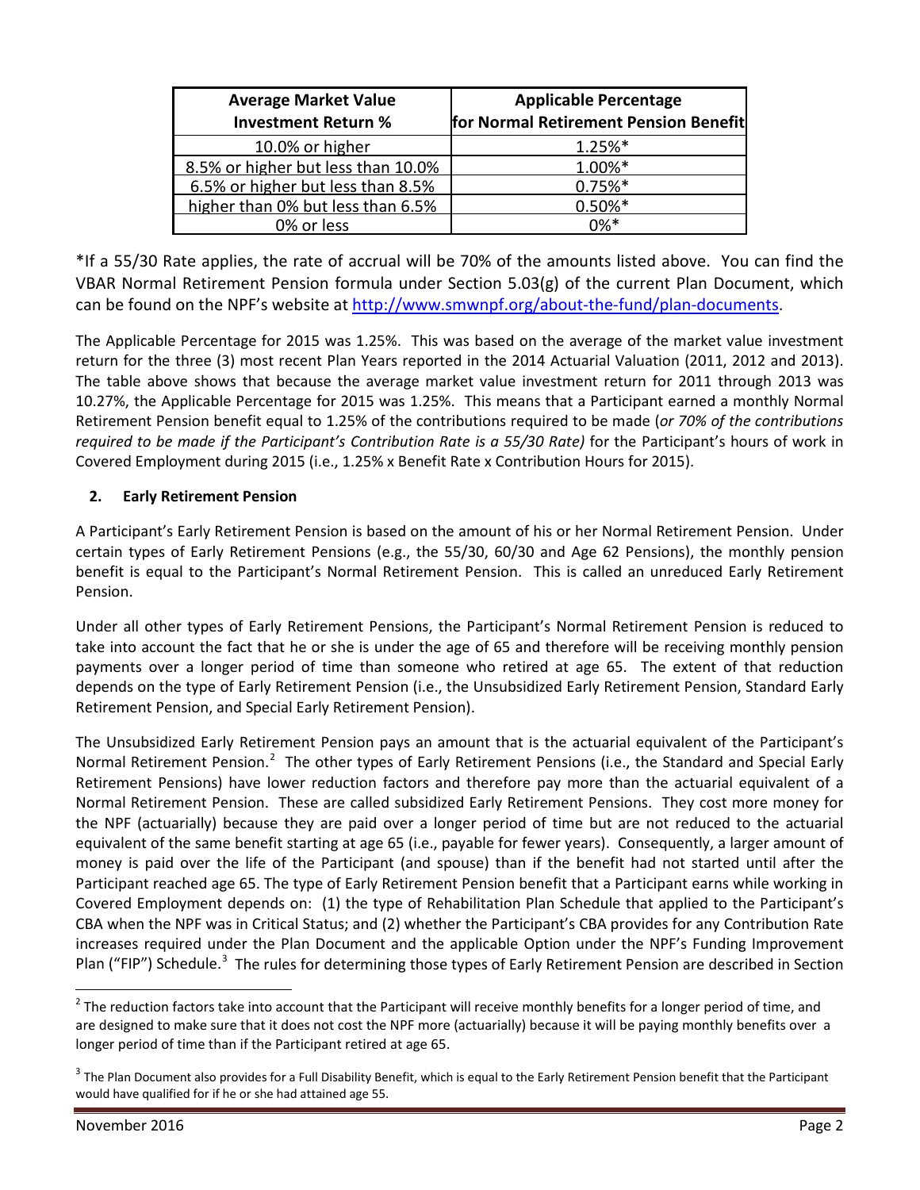| Average Market Value Investment Return % | Applicable Percentage for Normal Retirement Pension Benefit |
|---|---|
| 10.0% or higher | 1.25%* |
| 8.5% or higher but less than 10.0% | 1.00%* |
| 6.5% or higher but less than 8.5% | 0.75%* |
| higher than 0% but less than 6.5% | 0.50%* |
| 0% or less | 0%* |

*If a 55/30 Rate applies, the rate of accrual will be 70% of the amounts listed above. You can find the VBAR Normal Retirement Pension formula under Section 5.03(g) of the current Plan Document, which can be found on the NPF's website at http://www.smwnpf.org/about-the-fund/plan-documents.

The Applicable Percentage for 2015 was 1.25%. This was based on the average of the market value investment return for the three (3) most recent Plan Years reported in the 2014 Actuarial Valuation (2011, 2012 and 2013). The table above shows that because the average market value investment return for 2011 through 2013 was 10.27%, the Applicable Percentage for 2015 was 1.25%. This means that a Participant earned a monthly Normal Retirement Pension benefit equal to 1.25% of the contributions required to be made (*or 70% of the contributions required to be made if the Participant's Contribution Rate is a 55/30 Rate)* for the Participant's hours of work in Covered Employment during 2015 (i.e., 1.25% x Benefit Rate x Contribution Hours for 2015).

## 2. Early Retirement Pension

A Participant's Early Retirement Pension is based on the amount of his or her Normal Retirement Pension. Under certain types of Early Retirement Pensions (e.g., the 55/30, 60/30 and Age 62 Pensions), the monthly pension benefit is equal to the Participant's Normal Retirement Pension. This is called an unreduced Early Retirement Pension.

Under all other types of Early Retirement Pensions, the Participant's Normal Retirement Pension is reduced to take into account the fact that he or she is under the age of 65 and therefore will be receiving monthly pension payments over a longer period of time than someone who retired at age 65. The extent of that reduction depends on the type of Early Retirement Pension (i.e., the Unsubsidized Early Retirement Pension, Standard Early Retirement Pension, and Special Early Retirement Pension).

The Unsubsidized Early Retirement Pension pays an amount that is the actuarial equivalent of the Participant's Normal Retirement Pension.[2] The other types of Early Retirement Pensions (i.e., the Standard and Special Early Retirement Pensions) have lower reduction factors and therefore pay more than the actuarial equivalent of a Normal Retirement Pension. These are called subsidized Early Retirement Pensions. They cost more money for the NPF (actuarially) because they are paid over a longer period of time but are not reduced to the actuarial equivalent of the same benefit starting at age 65 (i.e., payable for fewer years). Consequently, a larger amount of money is paid over the life of the Participant (and spouse) than if the benefit had not started until after the Participant reached age 65. The type of Early Retirement Pension benefit that a Participant earns while working in Covered Employment depends on: (1) the type of Rehabilitation Plan Schedule that applied to the Participant's CBA when the NPF was in Critical Status; and (2) whether the Participant's CBA provides for any Contribution Rate increases required under the Plan Document and the applicable Option under the NPF's Funding Improvement Plan ("FIP") Schedule.[3] The rules for determining those types of Early Retirement Pension are described in Section

[2] The reduction factors take into account that the Participant will receive monthly benefits for a longer period of time, and are designed to make sure that it does not cost the NPF more (actuarially) because it will be paying monthly benefits over a longer period of time than if the Participant retired at age 65.

[3] The Plan Document also provides for a Full Disability Benefit, which is equal to the Early Retirement Pension benefit that the Participant would have qualified for if he or she had attained age 55.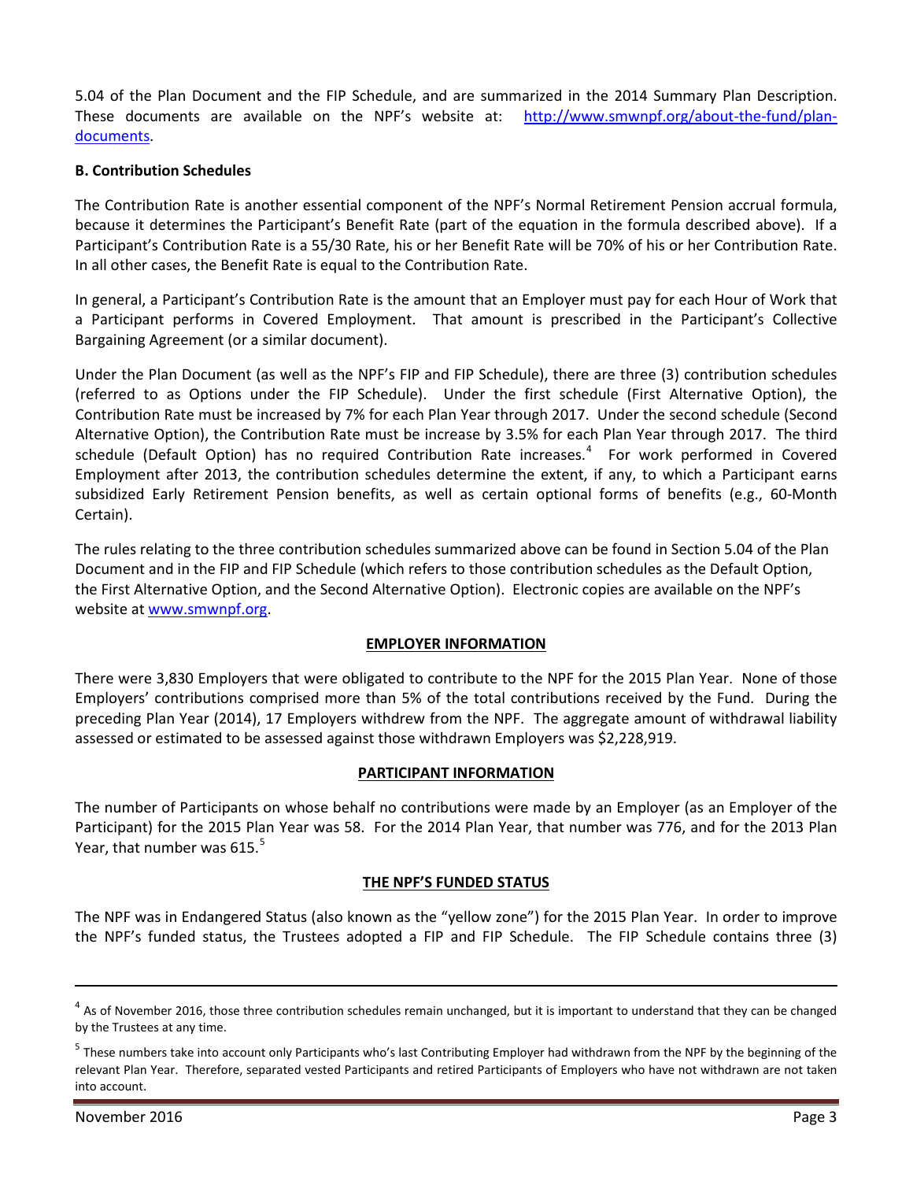5.04 of the Plan Document and the FIP Schedule, and are summarized in the 2014 Summary Plan Description. These documents are available on the NPF's website at: [http://www.smwnpf.org/about-the-fund/plan-documents](http://www.smwnpf.org/about-the-fund/plan-documents).

**B. Contribution Schedules**

The Contribution Rate is another essential component of the NPF's Normal Retirement Pension accrual formula, because it determines the Participant's Benefit Rate (part of the equation in the formula described above). If a Participant's Contribution Rate is a 55/30 Rate, his or her Benefit Rate will be 70% of his or her Contribution Rate. In all other cases, the Benefit Rate is equal to the Contribution Rate.

In general, a Participant's Contribution Rate is the amount that an Employer must pay for each Hour of Work that a Participant performs in Covered Employment. That amount is prescribed in the Participant's Collective Bargaining Agreement (or a similar document).

Under the Plan Document (as well as the NPF's FIP and FIP Schedule), there are three (3) contribution schedules (referred to as Options under the FIP Schedule). Under the first schedule (First Alternative Option), the Contribution Rate must be increased by 7% for each Plan Year through 2017. Under the second schedule (Second Alternative Option), the Contribution Rate must be increase by 3.5% for each Plan Year through 2017. The third schedule (Default Option) has no required Contribution Rate increases.[4] For work performed in Covered Employment after 2013, the contribution schedules determine the extent, if any, to which a Participant earns subsidized Early Retirement Pension benefits, as well as certain optional forms of benefits (e.g., 60-Month Certain).

The rules relating to the three contribution schedules summarized above can be found in Section 5.04 of the Plan Document and in the FIP and FIP Schedule (which refers to those contribution schedules as the Default Option, the First Alternative Option, and the Second Alternative Option). Electronic copies are available on the NPF's website at [www.smwnpf.org](http://www.smwnpf.org).

## EMPLOYER INFORMATION

There were 3,830 Employers that were obligated to contribute to the NPF for the 2015 Plan Year. None of those Employers' contributions comprised more than 5% of the total contributions received by the Fund. During the preceding Plan Year (2014), 17 Employers withdrew from the NPF. The aggregate amount of withdrawal liability assessed or estimated to be assessed against those withdrawn Employers was $2,228,919.

## PARTICIPANT INFORMATION

The number of Participants on whose behalf no contributions were made by an Employer (as an Employer of the Participant) for the 2015 Plan Year was 58. For the 2014 Plan Year, that number was 776, and for the 2013 Plan Year, that number was 615.[5]

## THE NPF'S FUNDED STATUS

The NPF was in Endangered Status (also known as the "yellow zone") for the 2015 Plan Year. In order to improve the NPF's funded status, the Trustees adopted a FIP and FIP Schedule. The FIP Schedule contains three (3)

---

[4] As of November 2016, those three contribution schedules remain unchanged, but it is important to understand that they can be changed by the Trustees at any time.

[5] These numbers take into account only Participants who's last Contributing Employer had withdrawn from the NPF by the beginning of the relevant Plan Year. Therefore, separated vested Participants and retired Participants of Employers who have not withdrawn are not taken into account.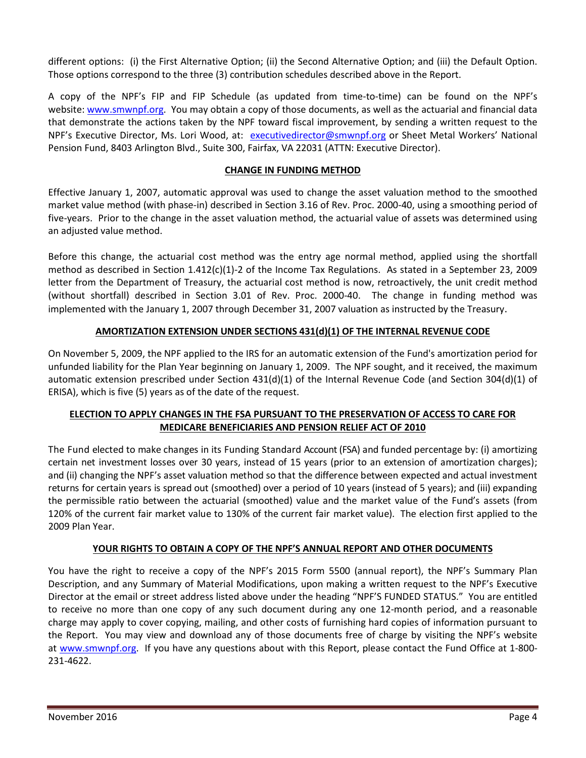different options: (i) the First Alternative Option; (ii) the Second Alternative Option; and (iii) the Default Option. Those options correspond to the three (3) contribution schedules described above in the Report.

A copy of the NPF's FIP and FIP Schedule (as updated from time-to-time) can be found on the NPF's website: www.smwnpf.org. You may obtain a copy of those documents, as well as the actuarial and financial data that demonstrate the actions taken by the NPF toward fiscal improvement, by sending a written request to the NPF's Executive Director, Ms. Lori Wood, at: executivedirector@smwnpf.org or Sheet Metal Workers' National Pension Fund, 8403 Arlington Blvd., Suite 300, Fairfax, VA 22031 (ATTN: Executive Director).

## CHANGE IN FUNDING METHOD

Effective January 1, 2007, automatic approval was used to change the asset valuation method to the smoothed market value method (with phase-in) described in Section 3.16 of Rev. Proc. 2000-40, using a smoothing period of five-years. Prior to the change in the asset valuation method, the actuarial value of assets was determined using an adjusted value method.

Before this change, the actuarial cost method was the entry age normal method, applied using the shortfall method as described in Section 1.412(c)(1)-2 of the Income Tax Regulations. As stated in a September 23, 2009 letter from the Department of Treasury, the actuarial cost method is now, retroactively, the unit credit method (without shortfall) described in Section 3.01 of Rev. Proc. 2000-40. The change in funding method was implemented with the January 1, 2007 through December 31, 2007 valuation as instructed by the Treasury.

## AMORTIZATION EXTENSION UNDER SECTIONS 431(d)(1) OF THE INTERNAL REVENUE CODE

On November 5, 2009, the NPF applied to the IRS for an automatic extension of the Fund's amortization period for unfunded liability for the Plan Year beginning on January 1, 2009. The NPF sought, and it received, the maximum automatic extension prescribed under Section 431(d)(1) of the Internal Revenue Code (and Section 304(d)(1) of ERISA), which is five (5) years as of the date of the request.

## ELECTION TO APPLY CHANGES IN THE FSA PURSUANT TO THE PRESERVATION OF ACCESS TO CARE FOR MEDICARE BENEFICIARIES AND PENSION RELIEF ACT OF 2010

The Fund elected to make changes in its Funding Standard Account (FSA) and funded percentage by: (i) amortizing certain net investment losses over 30 years, instead of 15 years (prior to an extension of amortization charges); and (ii) changing the NPF's asset valuation method so that the difference between expected and actual investment returns for certain years is spread out (smoothed) over a period of 10 years (instead of 5 years); and (iii) expanding the permissible ratio between the actuarial (smoothed) value and the market value of the Fund's assets (from 120% of the current fair market value to 130% of the current fair market value). The election first applied to the 2009 Plan Year.

## YOUR RIGHTS TO OBTAIN A COPY OF THE NPF'S ANNUAL REPORT AND OTHER DOCUMENTS

You have the right to receive a copy of the NPF's 2015 Form 5500 (annual report), the NPF's Summary Plan Description, and any Summary of Material Modifications, upon making a written request to the NPF's Executive Director at the email or street address listed above under the heading "NPF'S FUNDED STATUS." You are entitled to receive no more than one copy of any such document during any one 12-month period, and a reasonable charge may apply to cover copying, mailing, and other costs of furnishing hard copies of information pursuant to the Report. You may view and download any of those documents free of charge by visiting the NPF's website at www.smwnpf.org. If you have any questions about with this Report, please contact the Fund Office at 1-800-231-4622.